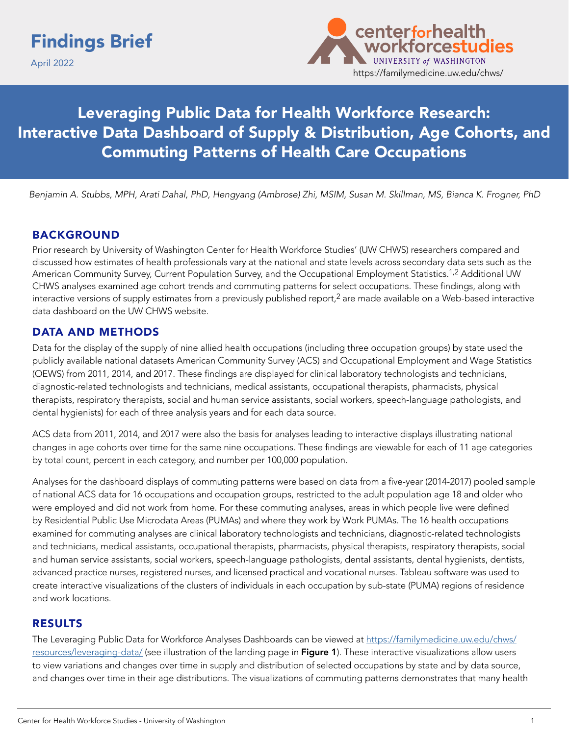Findings Brief

April 2022

center for health workforce studies
UNIVERSITY of WASHINGTON
https://familymedicine.uw.edu/chws/

# Leveraging Public Data for Health Workforce Research: Interactive Data Dashboard of Supply & Distribution, Age Cohorts, and Commuting Patterns of Health Care Occupations

*Benjamin A. Stubbs, MPH, Arati Dahal, PhD, Hengyang (Ambrose) Zhi, MSIM, Susan M. Skillman, MS, Bianca K. Frogner, PhD*

## BACKGROUND

Prior research by University of Washington Center for Health Workforce Studies' (UW CHWS) researchers compared and discussed how estimates of health professionals vary at the national and state levels across secondary data sets such as the American Community Survey, Current Population Survey, and the Occupational Employment Statistics.[1,2] Additional UW CHWS analyses examined age cohort trends and commuting patterns for select occupations. These findings, along with interactive versions of supply estimates from a previously published report,[2] are made available on a Web-based interactive data dashboard on the UW CHWS website.

## DATA AND METHODS

Data for the display of the supply of nine allied health occupations (including three occupation groups) by state used the publicly available national datasets American Community Survey (ACS) and Occupational Employment and Wage Statistics (OEWS) from 2011, 2014, and 2017. These findings are displayed for clinical laboratory technologists and technicians, diagnostic-related technologists and technicians, medical assistants, occupational therapists, pharmacists, physical therapists, respiratory therapists, social and human service assistants, social workers, speech-language pathologists, and dental hygienists) for each of three analysis years and for each data source.

ACS data from 2011, 2014, and 2017 were also the basis for analyses leading to interactive displays illustrating national changes in age cohorts over time for the same nine occupations. These findings are viewable for each of 11 age categories by total count, percent in each category, and number per 100,000 population.

Analyses for the dashboard displays of commuting patterns were based on data from a five-year (2014-2017) pooled sample of national ACS data for 16 occupations and occupation groups, restricted to the adult population age 18 and older who were employed and did not work from home. For these commuting analyses, areas in which people live were defined by Residential Public Use Microdata Areas (PUMAs) and where they work by Work PUMAs. The 16 health occupations examined for commuting analyses are clinical laboratory technologists and technicians, diagnostic-related technologists and technicians, medical assistants, occupational therapists, pharmacists, physical therapists, respiratory therapists, social and human service assistants, social workers, speech-language pathologists, dental assistants, dental hygienists, dentists, advanced practice nurses, registered nurses, and licensed practical and vocational nurses. Tableau software was used to create interactive visualizations of the clusters of individuals in each occupation by sub-state (PUMA) regions of residence and work locations.

## RESULTS

The Leveraging Public Data for Workforce Analyses Dashboards can be viewed at https://familymedicine.uw.edu/chws/resources/leveraging-data/ (see illustration of the landing page in **Figure 1**). These interactive visualizations allow users to view variations and changes over time in supply and distribution of selected occupations by state and by data source, and changes over time in their age distributions. The visualizations of commuting patterns demonstrates that many health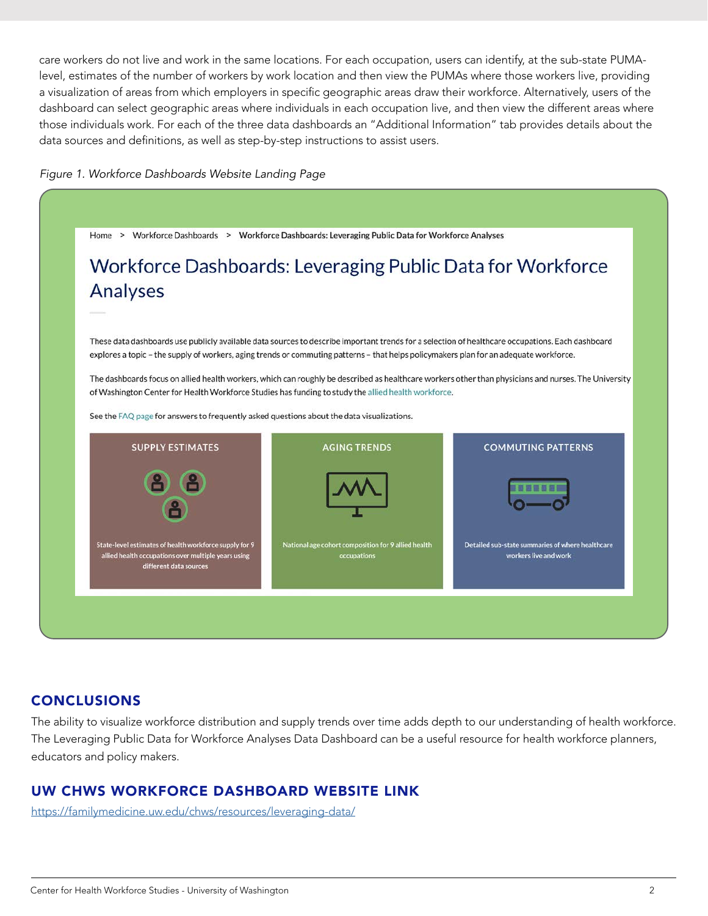care workers do not live and work in the same locations. For each occupation, users can identify, at the sub-state PUMA-level, estimates of the number of workers by work location and then view the PUMAs where those workers live, providing a visualization of areas from which employers in specific geographic areas draw their workforce. Alternatively, users of the dashboard can select geographic areas where individuals in each occupation live, and then view the different areas where those individuals work. For each of the three data dashboards an "Additional Information" tab provides details about the data sources and definitions, as well as step-by-step instructions to assist users.

*Figure 1. Workforce Dashboards Website Landing Page*

Home > Workforce Dashboards > Workforce Dashboards: Leveraging Public Data for Workforce Analyses

Workforce Dashboards: Leveraging Public Data for Workforce Analyses

These data dashboards use publicly available data sources to describe important trends for a selection of healthcare occupations. Each dashboard explores a topic – the supply of workers, aging trends or commuting patterns – that helps policymakers plan for an adequate workforce.

The dashboards focus on allied health workers, which can roughly be described as healthcare workers other than physicians and nurses. The University of Washington Center for Health Workforce Studies has funding to study the allied health workforce.

See the FAQ page for answers to frequently asked questions about the data visualizations.

SUPPLY ESTIMATES

State-level estimates of health workforce supply for 9 allied health occupations over multiple years using different data sources

AGING TRENDS

National age cohort composition for 9 allied health occupations

COMMUTING PATTERNS

Detailed sub-state summaries of where healthcare workers live and work

## CONCLUSIONS

The ability to visualize workforce distribution and supply trends over time adds depth to our understanding of health workforce. The Leveraging Public Data for Workforce Analyses Data Dashboard can be a useful resource for health workforce planners, educators and policy makers.

## UW CHWS WORKFORCE DASHBOARD WEBSITE LINK

https://familymedicine.uw.edu/chws/resources/leveraging-data/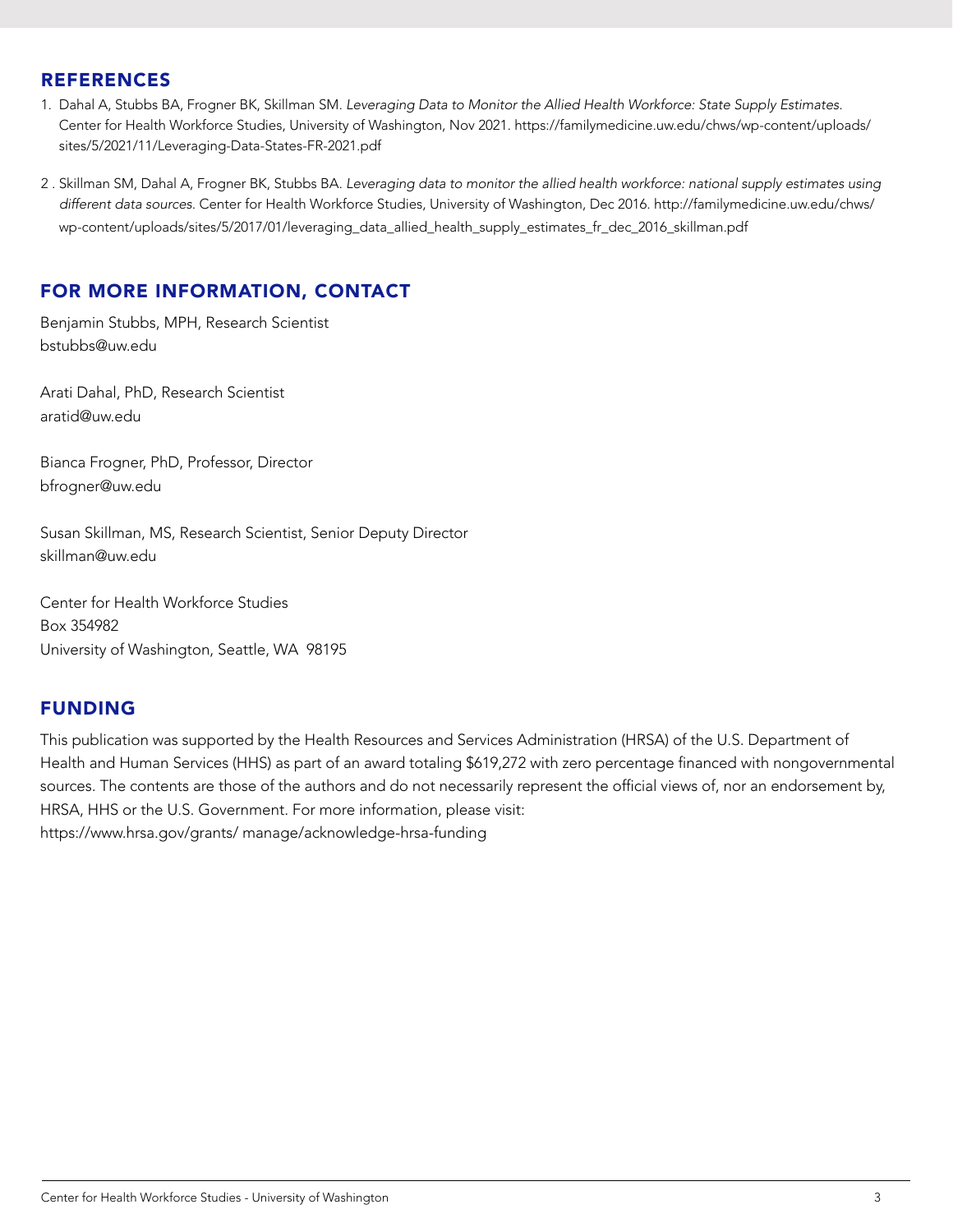## REFERENCES

1. Dahal A, Stubbs BA, Frogner BK, Skillman SM. *Leveraging Data to Monitor the Allied Health Workforce: State Supply Estimates.* Center for Health Workforce Studies, University of Washington, Nov 2021. https://familymedicine.uw.edu/chws/wp-content/uploads/sites/5/2021/11/Leveraging-Data-States-FR-2021.pdf

2. Skillman SM, Dahal A, Frogner BK, Stubbs BA. *Leveraging data to monitor the allied health workforce: national supply estimates using different data sources.* Center for Health Workforce Studies, University of Washington, Dec 2016. http://familymedicine.uw.edu/chws/wp-content/uploads/sites/5/2017/01/leveraging_data_allied_health_supply_estimates_fr_dec_2016_skillman.pdf

## FOR MORE INFORMATION, CONTACT

Benjamin Stubbs, MPH, Research Scientist
bstubbs@uw.edu

Arati Dahal, PhD, Research Scientist
aratid@uw.edu

Bianca Frogner, PhD, Professor, Director
bfrogner@uw.edu

Susan Skillman, MS, Research Scientist, Senior Deputy Director
skillman@uw.edu

Center for Health Workforce Studies
Box 354982
University of Washington, Seattle, WA 98195

## FUNDING

This publication was supported by the Health Resources and Services Administration (HRSA) of the U.S. Department of Health and Human Services (HHS) as part of an award totaling $619,272 with zero percentage financed with nongovernmental sources. The contents are those of the authors and do not necessarily represent the official views of, nor an endorsement by, HRSA, HHS or the U.S. Government. For more information, please visit:
https://www.hrsa.gov/grants/ manage/acknowledge-hrsa-funding